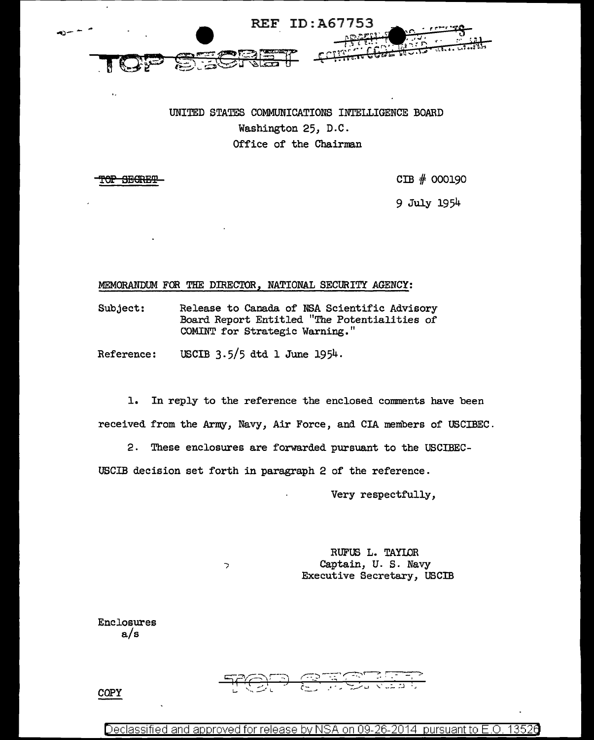REF ID:A67753

TOP SECRET

UNITED STATES COMMUNICATIONS INTELLIGENCE BOARD
Washington 25, D.C.
Office of the Chairman

~~TOP SECRET~~

CIB # 000190

9 July 1954

MEMORANDUM FOR THE DIRECTOR, NATIONAL SECURITY AGENCY:

Subject: Release to Canada of NSA Scientific Advisory Board Report Entitled "The Potentialities of COMINT for Strategic Warning."

Reference: USCIB 3.5/5 dtd 1 June 1954.

1. In reply to the reference the enclosed comments have been received from the Army, Navy, Air Force, and CIA members of USCIBEC.

2. These enclosures are forwarded pursuant to the USCIBEC-USCIB decision set forth in paragraph 2 of the reference.

Very respectfully,

RUFUS L. TAYLOR
Captain, U. S. Navy
Executive Secretary, USCIB

Enclosures
a/s

COPY

TOP SECRET

Declassified and approved for release by NSA on 09-26-2014 pursuant to E.O. 13526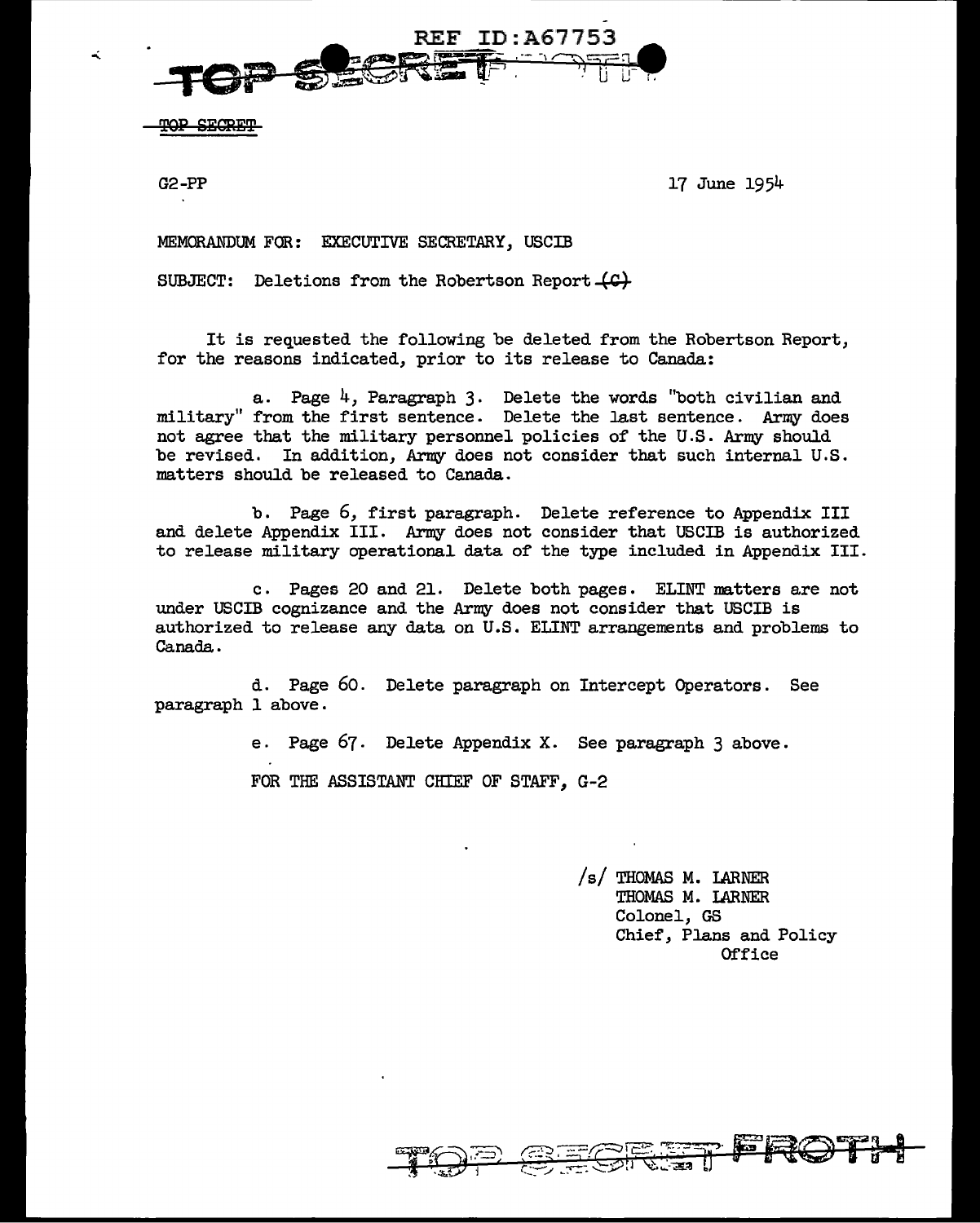REF ID:A67753

TOP SECRET

TOP SECRET

G2-PP 17 June 1954

MEMORANDUM FOR: EXECUTIVE SECRETARY, USCIB

SUBJECT: Deletions from the Robertson Report ~~(C)~~

It is requested the following be deleted from the Robertson Report, for the reasons indicated, prior to its release to Canada:

a. Page 4, Paragraph 3. Delete the words "both civilian and military" from the first sentence. Delete the last sentence. Army does not agree that the military personnel policies of the U.S. Army should be revised. In addition, Army does not consider that such internal U.S. matters should be released to Canada.

b. Page 6, first paragraph. Delete reference to Appendix III and delete Appendix III. Army does not consider that USCIB is authorized to release military operational data of the type included in Appendix III.

c. Pages 20 and 21. Delete both pages. ELINT matters are not under USCIB cognizance and the Army does not consider that USCIB is authorized to release any data on U.S. ELINT arrangements and problems to Canada.

d. Page 60. Delete paragraph on Intercept Operators. See paragraph 1 above.

e. Page 67. Delete Appendix X. See paragraph 3 above.

FOR THE ASSISTANT CHIEF OF STAFF, G-2

/s/ THOMAS M. LARNER
THOMAS M. LARNER
Colonel, GS
Chief, Plans and Policy Office

TOP SECRET FROTH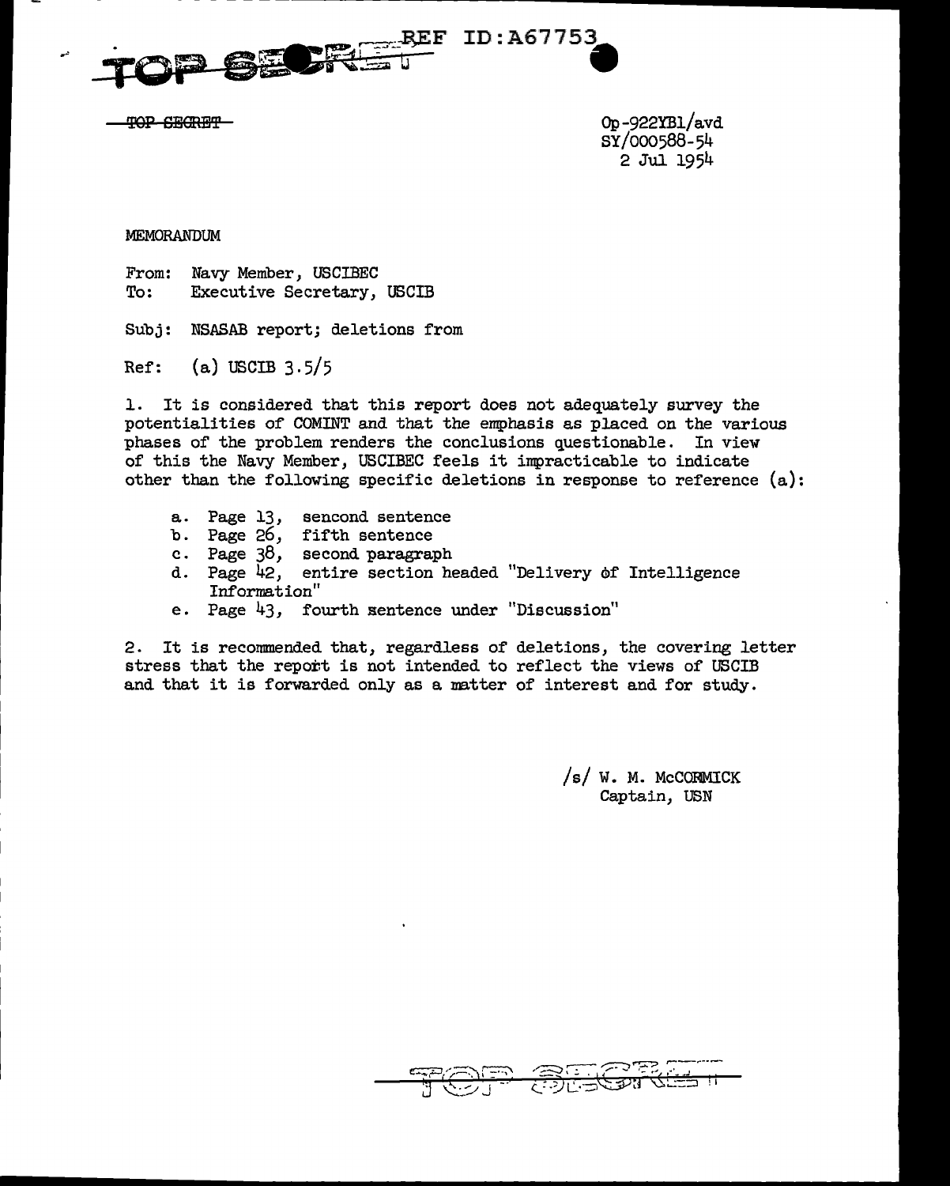TOP SECRET

REF ID:A67753

~~TOP SECRET~~

Op-922YB1/avd
SY/000588-54
2 Jul 1954

MEMORANDUM

From: Navy Member, USCIBEC
To: Executive Secretary, USCIB

Subj: NSASAB report; deletions from

Ref: (a) USCIB 3.5/5

1. It is considered that this report does not adequately survey the potentialities of COMINT and that the emphasis as placed on the various phases of the problem renders the conclusions questionable. In view of this the Navy Member, USCIBEC feels it impracticable to indicate other than the following specific deletions in response to reference (a):

a. Page 13, sencond sentence
b. Page 26, fifth sentence
c. Page 38, second paragraph
d. Page 42, entire section headed "Delivery of Intelligence Information"
e. Page 43, fourth sentence under "Discussion"

2. It is recommended that, regardless of deletions, the covering letter stress that the report is not intended to reflect the views of USCIB and that it is forwarded only as a matter of interest and for study.

/s/ W. M. McCORMICK
Captain, USN

TOP SECRET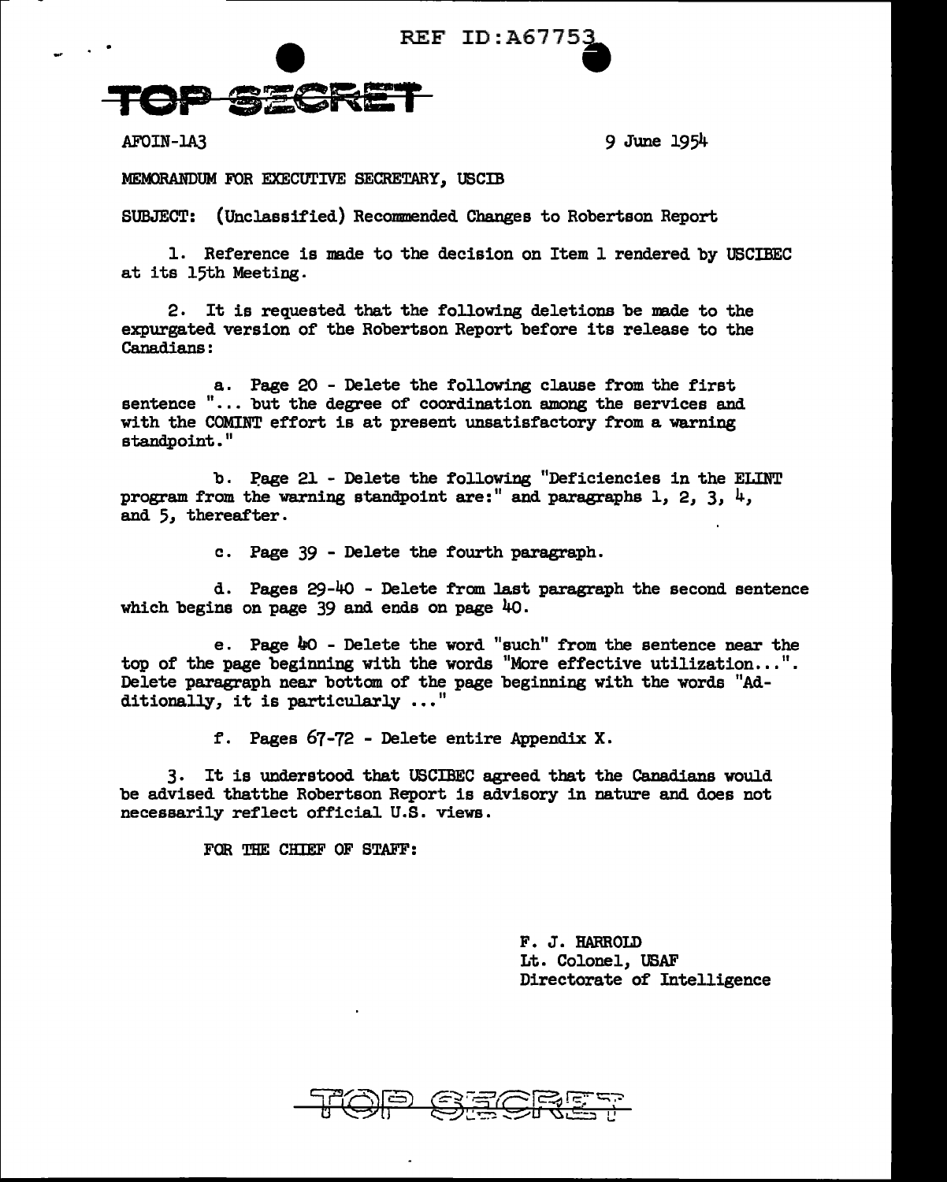REF ID:A67753

**TOP SECRET**

AFOIN-1A3

9 June 1954

MEMORANDUM FOR EXECUTIVE SECRETARY, USCIB

SUBJECT: (Unclassified) Recommended Changes to Robertson Report

1. Reference is made to the decision on Item 1 rendered by USCIBEC at its 15th Meeting.

2. It is requested that the following deletions be made to the expurgated version of the Robertson Report before its release to the Canadians:

   a. Page 20 - Delete the following clause from the first sentence "... but the degree of coordination among the services and with the COMINT effort is at present unsatisfactory from a warning standpoint."

   b. Page 21 - Delete the following "Deficiencies in the ELINT program from the warning standpoint are:" and paragraphs 1, 2, 3, 4, and 5, thereafter.

   c. Page 39 - Delete the fourth paragraph.

   d. Pages 29-40 - Delete from last paragraph the second sentence which begins on page 39 and ends on page 40.

   e. Page 40 - Delete the word "such" from the sentence near the top of the page beginning with the words "More effective utilization...". Delete paragraph near bottom of the page beginning with the words "Additionally, it is particularly ..."

   f. Pages 67-72 - Delete entire Appendix X.

3. It is understood that USCIBEC agreed that the Canadians would be advised thatthe Robertson Report is advisory in nature and does not necessarily reflect official U.S. views.

FOR THE CHIEF OF STAFF:

F. J. HARROLD
Lt. Colonel, USAF
Directorate of Intelligence

**TOP SECRET**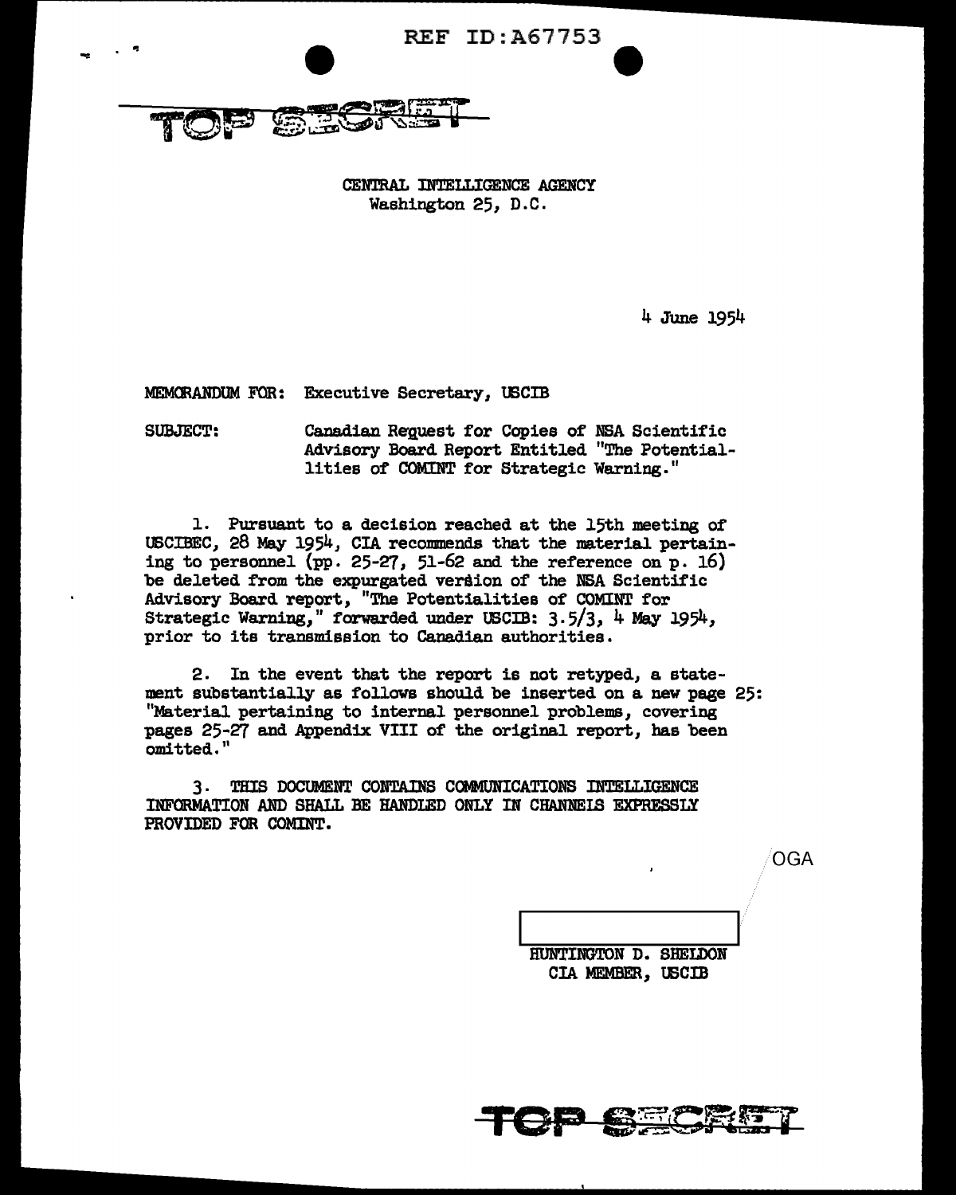REF ID:A67753

TOP SECRET

CENTRAL INTELLIGENCE AGENCY
Washington 25, D.C.

4 June 1954

MEMORANDUM FOR: Executive Secretary, USCIB

SUBJECT: Canadian Request for Copies of NSA Scientific Advisory Board Report Entitled "The Potentialities of COMINT for Strategic Warning."

1. Pursuant to a decision reached at the 15th meeting of USCIBEC, 28 May 1954, CIA recommends that the material pertaining to personnel (pp. 25-27, 51-62 and the reference on p. 16) be deleted from the expurgated version of the NSA Scientific Advisory Board report, "The Potentialities of COMINT for Strategic Warning," forwarded under USCIB: 3.5/3, 4 May 1954, prior to its transmission to Canadian authorities.

2. In the event that the report is not retyped, a statement substantially as follows should be inserted on a new page 25: "Material pertaining to internal personnel problems, covering pages 25-27 and Appendix VIII of the original report, has been omitted."

3. THIS DOCUMENT CONTAINS COMMUNICATIONS INTELLIGENCE INFORMATION AND SHALL BE HANDLED ONLY IN CHANNELS EXPRESSLY PROVIDED FOR COMINT.

OGA

HUNTINGTON D. SHELDON
CIA MEMBER, USCIB

TOP SECRET